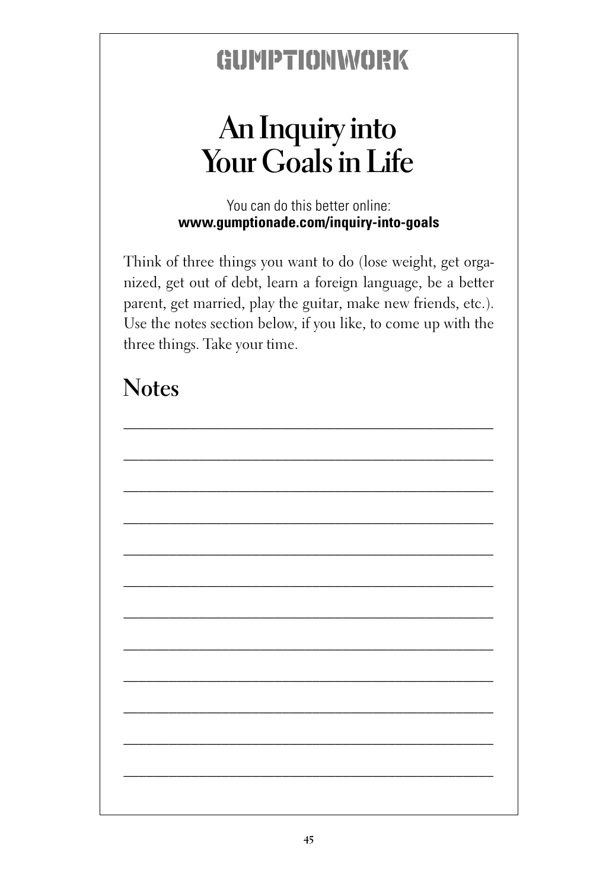GUMPTIONWORK

# An Inquiry into Your Goals in Life

You can do this better online:
**www.gumptionade.com/inquiry-into-goals**

Think of three things you want to do (lose weight, get organized, get out of debt, learn a foreign language, be a better parent, get married, play the guitar, make new friends, etc.). Use the notes section below, if you like, to come up with the three things. Take your time.

## Notes

____________________________________________

____________________________________________

____________________________________________

____________________________________________

____________________________________________

____________________________________________

____________________________________________

____________________________________________

____________________________________________

____________________________________________

____________________________________________

____________________________________________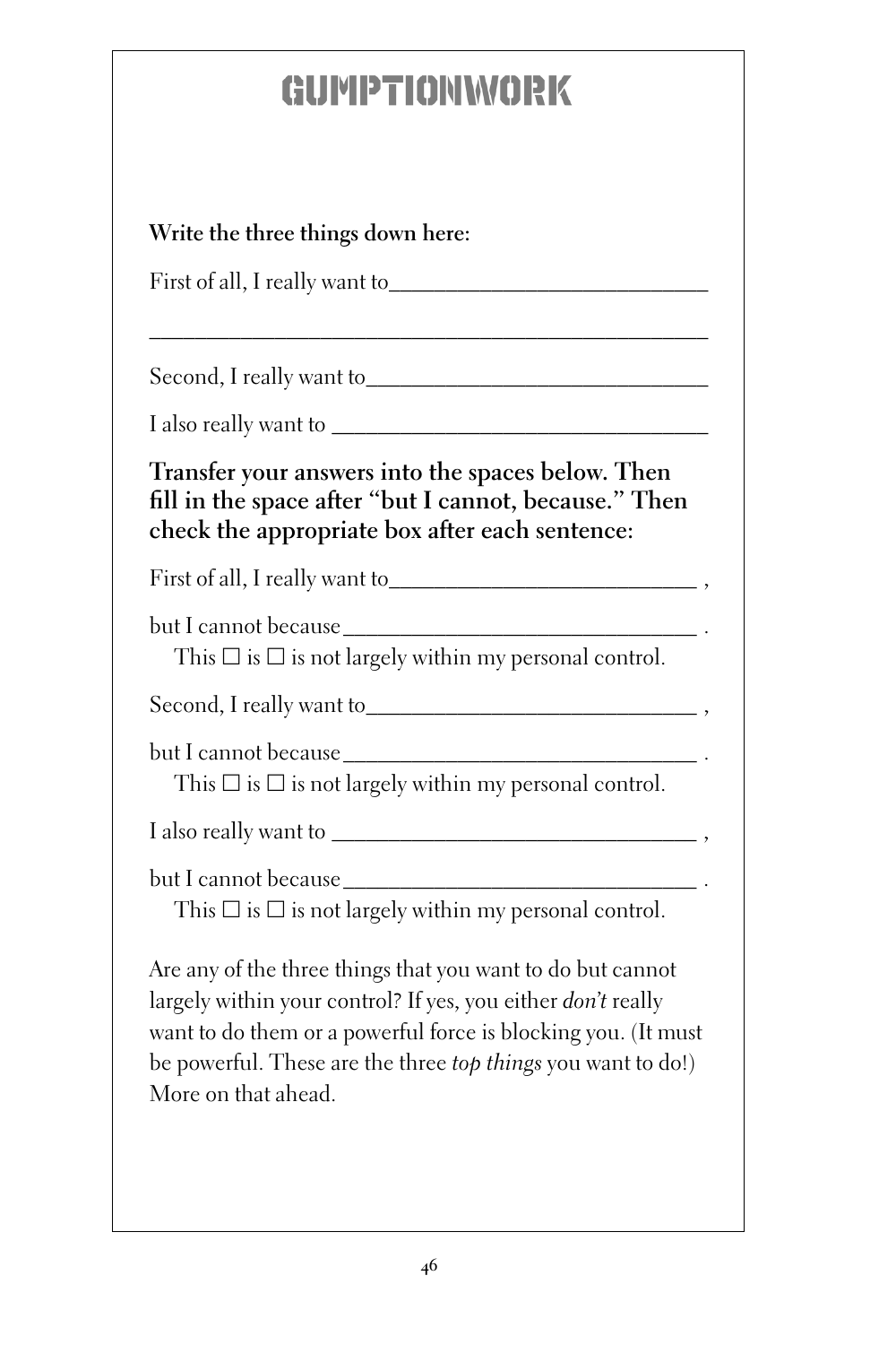# GUMPTIONWORK

**Write the three things down here:**

First of all, I really want to____________________________

_______________________________________________

Second, I really want to______________________________

I also really want to _________________________________

**Transfer your answers into the spaces below. Then fill in the space after "but I cannot, because." Then check the appropriate box after each sentence:**

First of all, I really want to__________________________ ,

but I cannot because_______________________________ .
This ☐ is ☐ is not largely within my personal control.

Second, I really want to____________________________ ,

but I cannot because_______________________________ .
This ☐ is ☐ is not largely within my personal control.

I also really want to ________________________________ ,

but I cannot because_______________________________ .
This ☐ is ☐ is not largely within my personal control.

Are any of the three things that you want to do but cannot largely within your control? If yes, you either *don't* really want to do them or a powerful force is blocking you. (It must be powerful. These are the three *top things* you want to do!) More on that ahead.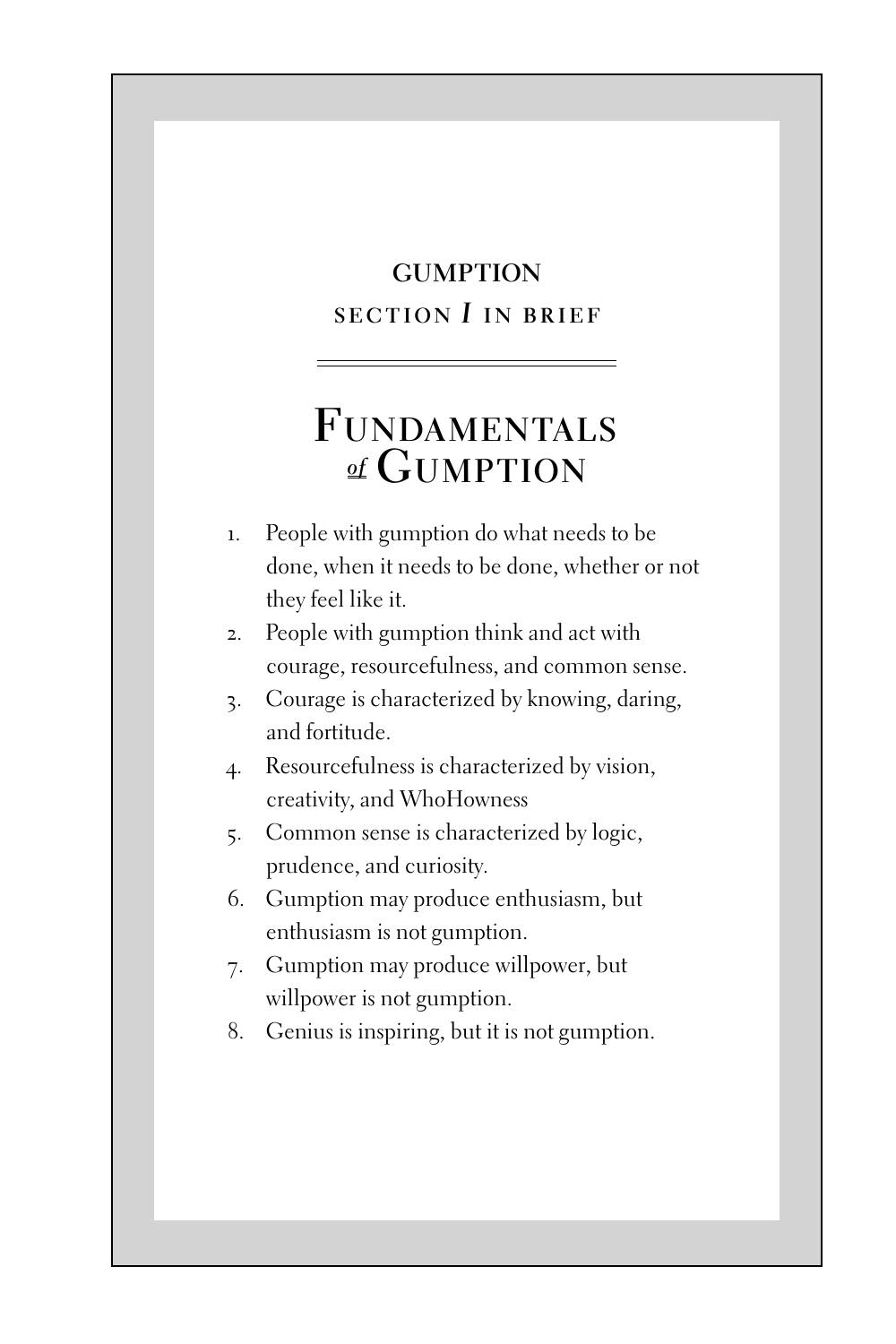**GUMPTION**

**SECTION *I* IN BRIEF**

# Fundamentals *of* Gumption

1. People with gumption do what needs to be done, when it needs to be done, whether or not they feel like it.
2. People with gumption think and act with courage, resourcefulness, and common sense.
3. Courage is characterized by knowing, daring, and fortitude.
4. Resourcefulness is characterized by vision, creativity, and WhoHowness
5. Common sense is characterized by logic, prudence, and curiosity.
6. Gumption may produce enthusiasm, but enthusiasm is not gumption.
7. Gumption may produce willpower, but willpower is not gumption.
8. Genius is inspiring, but it is not gumption.